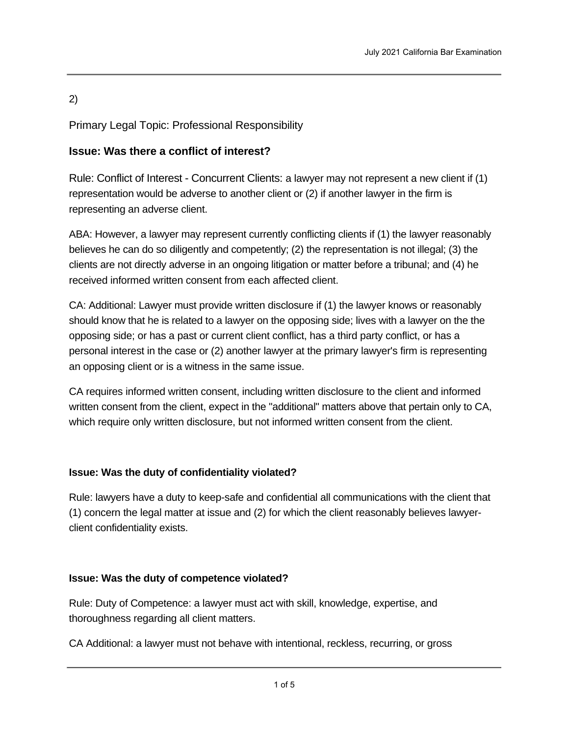2)

Primary Legal Topic: Professional Responsibility

### Issue: Was there a conflict of interest?

Rule: Conflict of Interest - Concurrent Clients: a lawyer may not represent a new client if (1) representation would be adverse to another client or (2) if another lawyer in the firm is representing an adverse client.

ABA: However, a lawyer may represent currently conflicting clients if (1) the lawyer reasonably believes he can do so diligently and competently; (2) the representation is not illegal; (3) the clients are not directly adverse in an ongoing litigation or matter before a tribunal; and (4) he received informed written consent from each affected client.

CA: Additional: Lawyer must provide written disclosure if (1) the lawyer knows or reasonably should know that he is related to a lawyer on the opposing side; lives with a lawyer on the the opposing side; or has a past or current client conflict, has a third party conflict, or has a personal interest in the case or (2) another lawyer at the primary lawyer's firm is representing an opposing client or is a witness in the same issue.

CA requires informed written consent, including written disclosure to the client and informed written consent from the client, expect in the "additional" matters above that pertain only to CA, which require only written disclosure, but not informed written consent from the client.

**Issue: Was the duty of confidentiality violated?**

Rule: lawyers have a duty to keep-safe and confidential all communications with the client that (1) concern the legal matter at issue and (2) for which the client reasonably believes lawyer-client confidentiality exists.

**Issue: Was the duty of competence violated?**

Rule: Duty of Competence: a lawyer must act with skill, knowledge, expertise, and thoroughness regarding all client matters.

CA Additional: a lawyer must not behave with intentional, reckless, recurring, or gross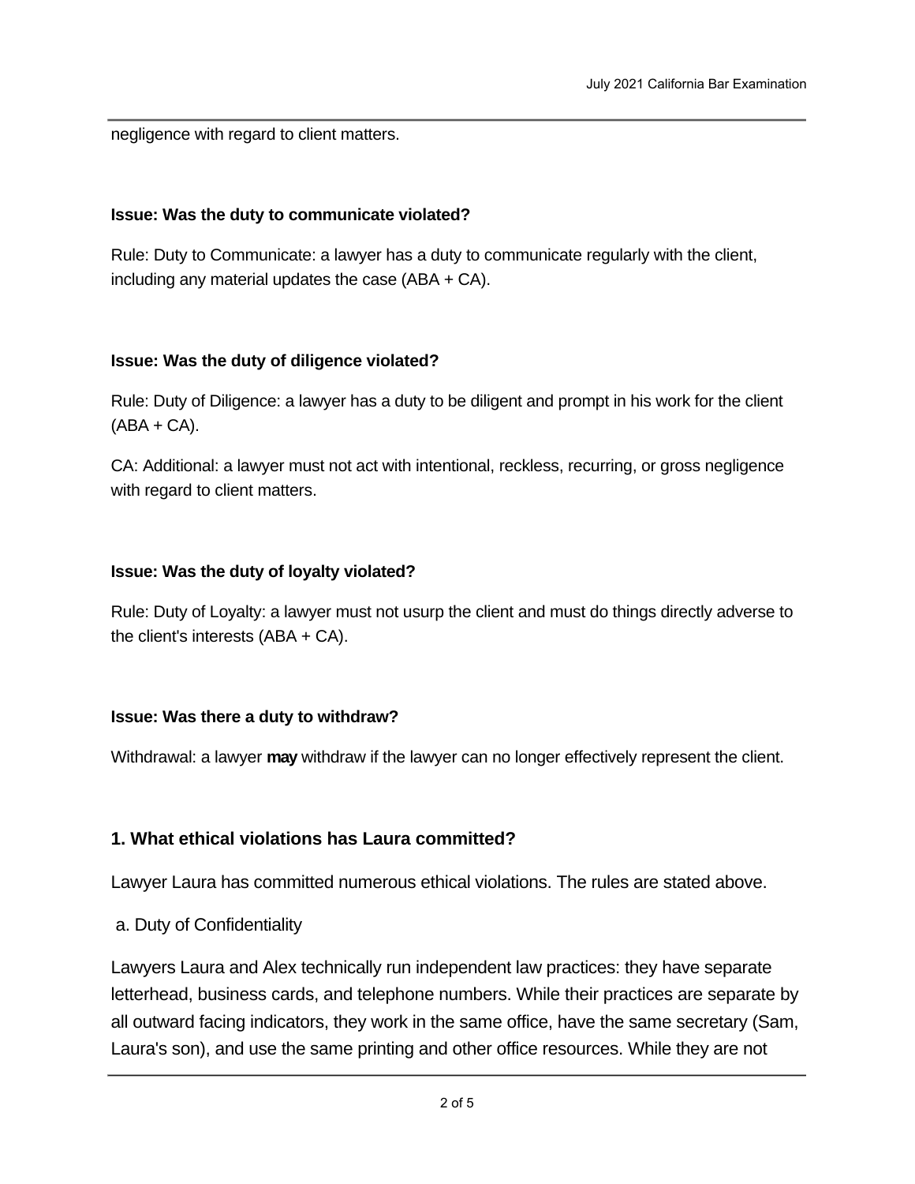negligence with regard to client matters.

**Issue: Was the duty to communicate violated?**

Rule: Duty to Communicate: a lawyer has a duty to communicate regularly with the client, including any material updates the case (ABA + CA).

**Issue: Was the duty of diligence violated?**

Rule: Duty of Diligence: a lawyer has a duty to be diligent and prompt in his work for the client (ABA + CA).

CA: Additional: a lawyer must not act with intentional, reckless, recurring, or gross negligence with regard to client matters.

**Issue: Was the duty of loyalty violated?**

Rule: Duty of Loyalty: a lawyer must not usurp the client and must do things directly adverse to the client's interests (ABA + CA).

**Issue: Was there a duty to withdraw?**

Withdrawal: a lawyer **may** withdraw if the lawyer can no longer effectively represent the client.

### 1. What ethical violations has Laura committed?

Lawyer Laura has committed numerous ethical violations. The rules are stated above.

a. Duty of Confidentiality

Lawyers Laura and Alex technically run independent law practices: they have separate letterhead, business cards, and telephone numbers. While their practices are separate by all outward facing indicators, they work in the same office, have the same secretary (Sam, Laura's son), and use the same printing and other office resources. While they are not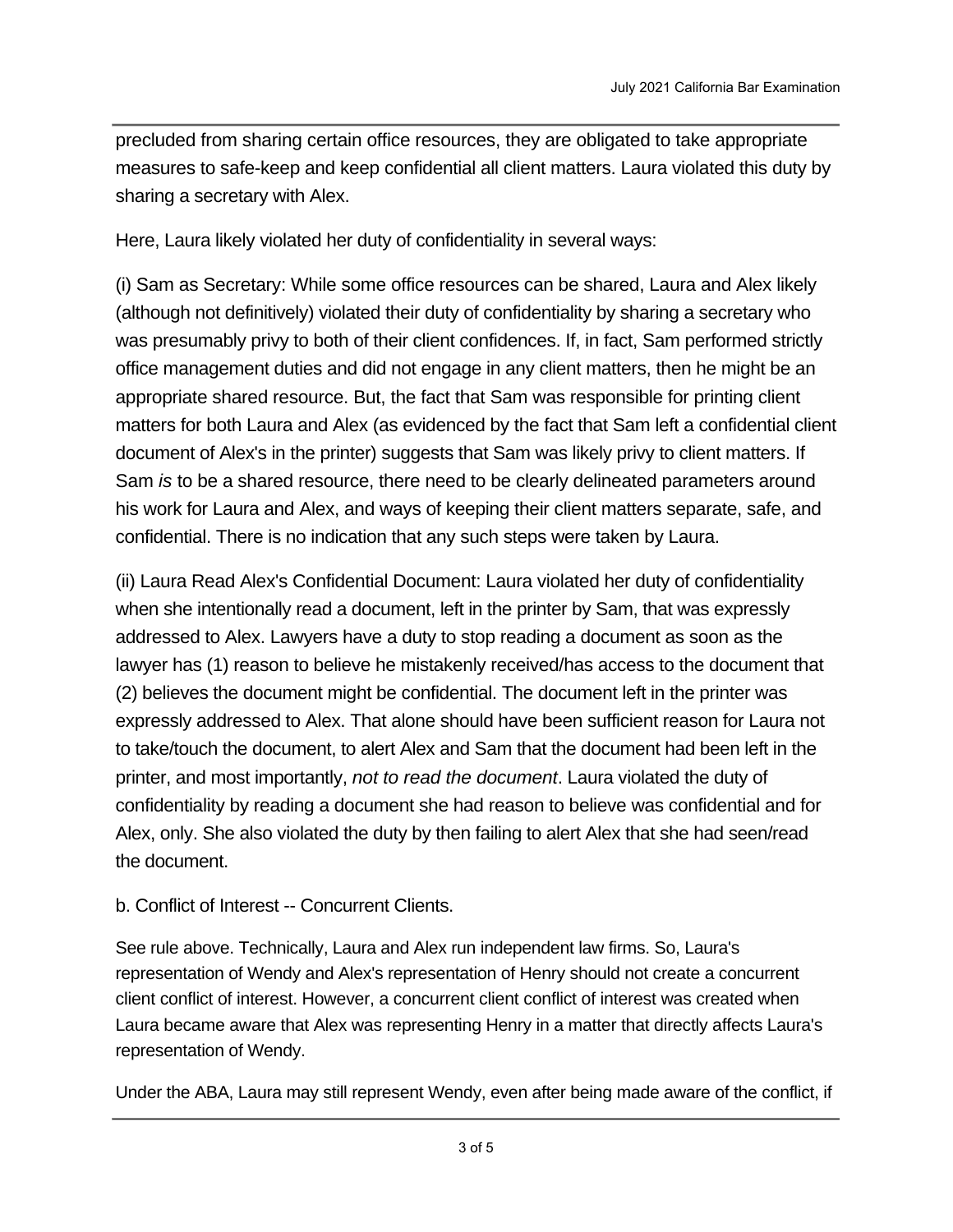precluded from sharing certain office resources, they are obligated to take appropriate measures to safe-keep and keep confidential all client matters. Laura violated this duty by sharing a secretary with Alex.

Here, Laura likely violated her duty of confidentiality in several ways:

(i) Sam as Secretary: While some office resources can be shared, Laura and Alex likely (although not definitively) violated their duty of confidentiality by sharing a secretary who was presumably privy to both of their client confidences. If, in fact, Sam performed strictly office management duties and did not engage in any client matters, then he might be an appropriate shared resource. But, the fact that Sam was responsible for printing client matters for both Laura and Alex (as evidenced by the fact that Sam left a confidential client document of Alex's in the printer) suggests that Sam was likely privy to client matters. If Sam *is* to be a shared resource, there need to be clearly delineated parameters around his work for Laura and Alex, and ways of keeping their client matters separate, safe, and confidential. There is no indication that any such steps were taken by Laura.

(ii) Laura Read Alex's Confidential Document: Laura violated her duty of confidentiality when she intentionally read a document, left in the printer by Sam, that was expressly addressed to Alex. Lawyers have a duty to stop reading a document as soon as the lawyer has (1) reason to believe he mistakenly received/has access to the document that (2) believes the document might be confidential. The document left in the printer was expressly addressed to Alex. That alone should have been sufficient reason for Laura not to take/touch the document, to alert Alex and Sam that the document had been left in the printer, and most importantly, *not to read the document*. Laura violated the duty of confidentiality by reading a document she had reason to believe was confidential and for Alex, only. She also violated the duty by then failing to alert Alex that she had seen/read the document.

b. Conflict of Interest -- Concurrent Clients.

See rule above. Technically, Laura and Alex run independent law firms. So, Laura's representation of Wendy and Alex's representation of Henry should not create a concurrent client conflict of interest. However, a concurrent client conflict of interest was created when Laura became aware that Alex was representing Henry in a matter that directly affects Laura's representation of Wendy.

Under the ABA, Laura may still represent Wendy, even after being made aware of the conflict, if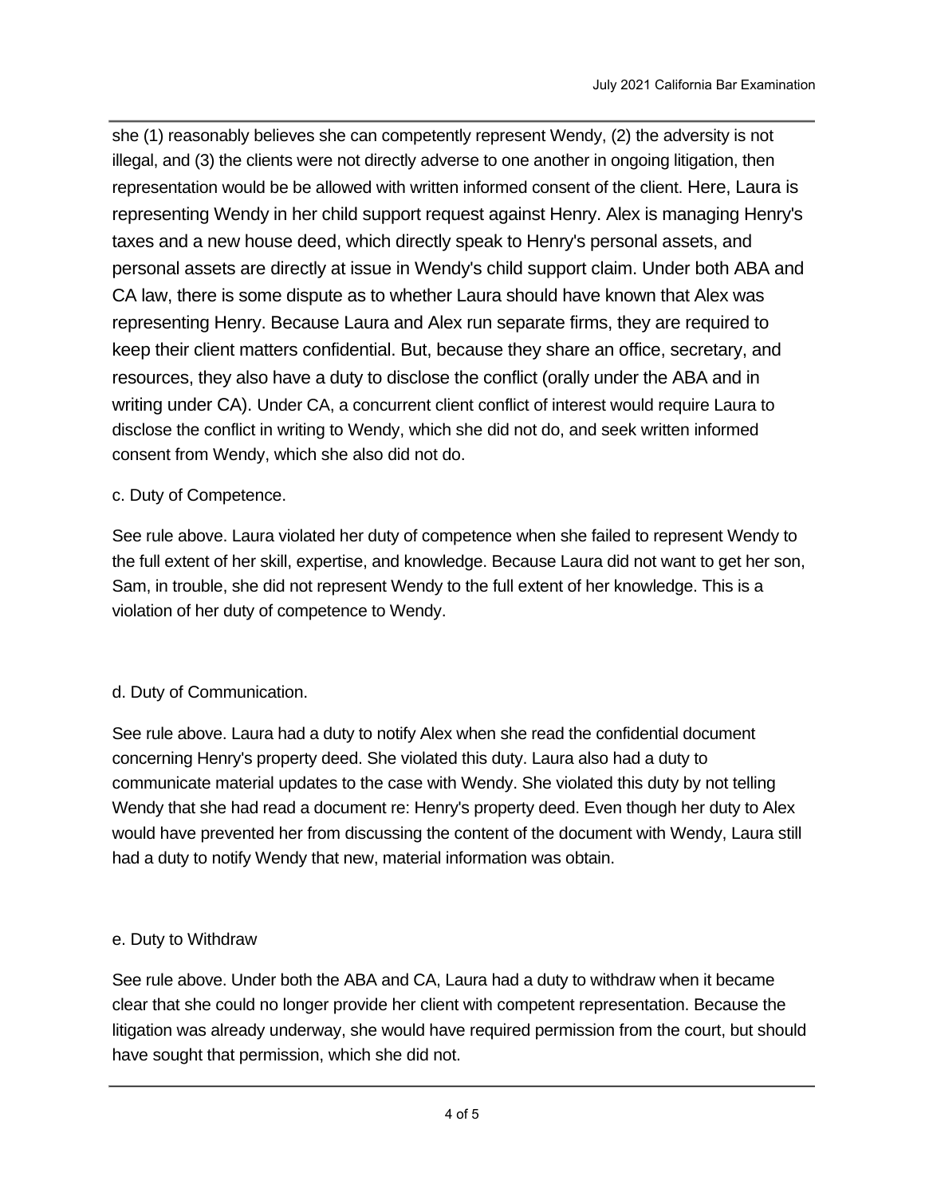she (1) reasonably believes she can competently represent Wendy, (2) the adversity is not illegal, and (3) the clients were not directly adverse to one another in ongoing litigation, then representation would be be allowed with written informed consent of the client. Here, Laura is representing Wendy in her child support request against Henry. Alex is managing Henry's taxes and a new house deed, which directly speak to Henry's personal assets, and personal assets are directly at issue in Wendy's child support claim. Under both ABA and CA law, there is some dispute as to whether Laura should have known that Alex was representing Henry. Because Laura and Alex run separate firms, they are required to keep their client matters confidential. But, because they share an office, secretary, and resources, they also have a duty to disclose the conflict (orally under the ABA and in writing under CA). Under CA, a concurrent client conflict of interest would require Laura to disclose the conflict in writing to Wendy, which she did not do, and seek written informed consent from Wendy, which she also did not do.

c. Duty of Competence.

See rule above. Laura violated her duty of competence when she failed to represent Wendy to the full extent of her skill, expertise, and knowledge. Because Laura did not want to get her son, Sam, in trouble, she did not represent Wendy to the full extent of her knowledge. This is a violation of her duty of competence to Wendy.

d. Duty of Communication.

See rule above. Laura had a duty to notify Alex when she read the confidential document concerning Henry's property deed. She violated this duty. Laura also had a duty to communicate material updates to the case with Wendy. She violated this duty by not telling Wendy that she had read a document re: Henry's property deed. Even though her duty to Alex would have prevented her from discussing the content of the document with Wendy, Laura still had a duty to notify Wendy that new, material information was obtain.

e. Duty to Withdraw

See rule above. Under both the ABA and CA, Laura had a duty to withdraw when it became clear that she could no longer provide her client with competent representation. Because the litigation was already underway, she would have required permission from the court, but should have sought that permission, which she did not.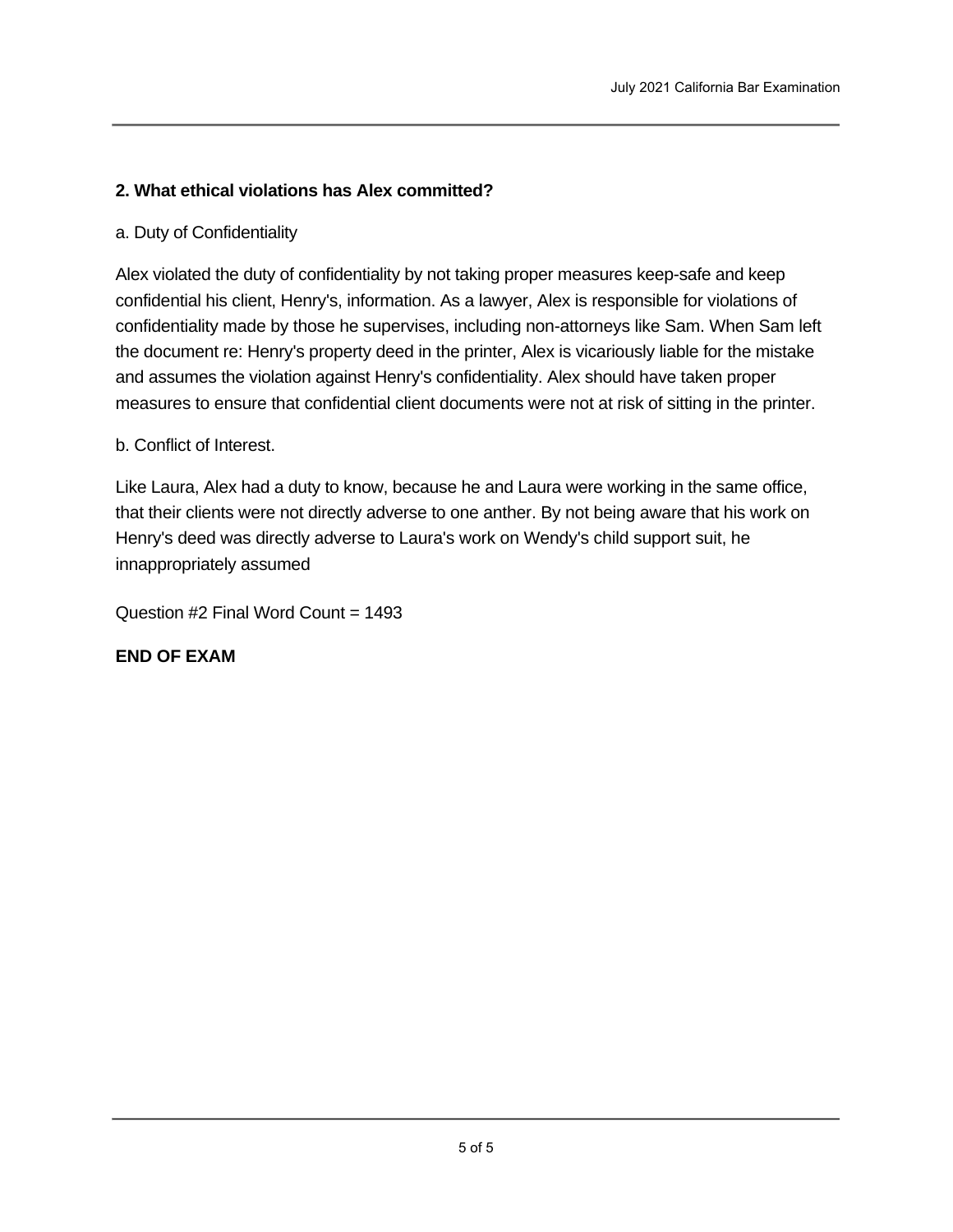**2. What ethical violations has Alex committed?**

a. Duty of Confidentiality

Alex violated the duty of confidentiality by not taking proper measures keep-safe and keep confidential his client, Henry's, information. As a lawyer, Alex is responsible for violations of confidentiality made by those he supervises, including non-attorneys like Sam. When Sam left the document re: Henry's property deed in the printer, Alex is vicariously liable for the mistake and assumes the violation against Henry's confidentiality. Alex should have taken proper measures to ensure that confidential client documents were not at risk of sitting in the printer.

b. Conflict of Interest.

Like Laura, Alex had a duty to know, because he and Laura were working in the same office, that their clients were not directly adverse to one anther. By not being aware that his work on Henry's deed was directly adverse to Laura's work on Wendy's child support suit, he innappropriately assumed

Question #2 Final Word Count = 1493

**END OF EXAM**